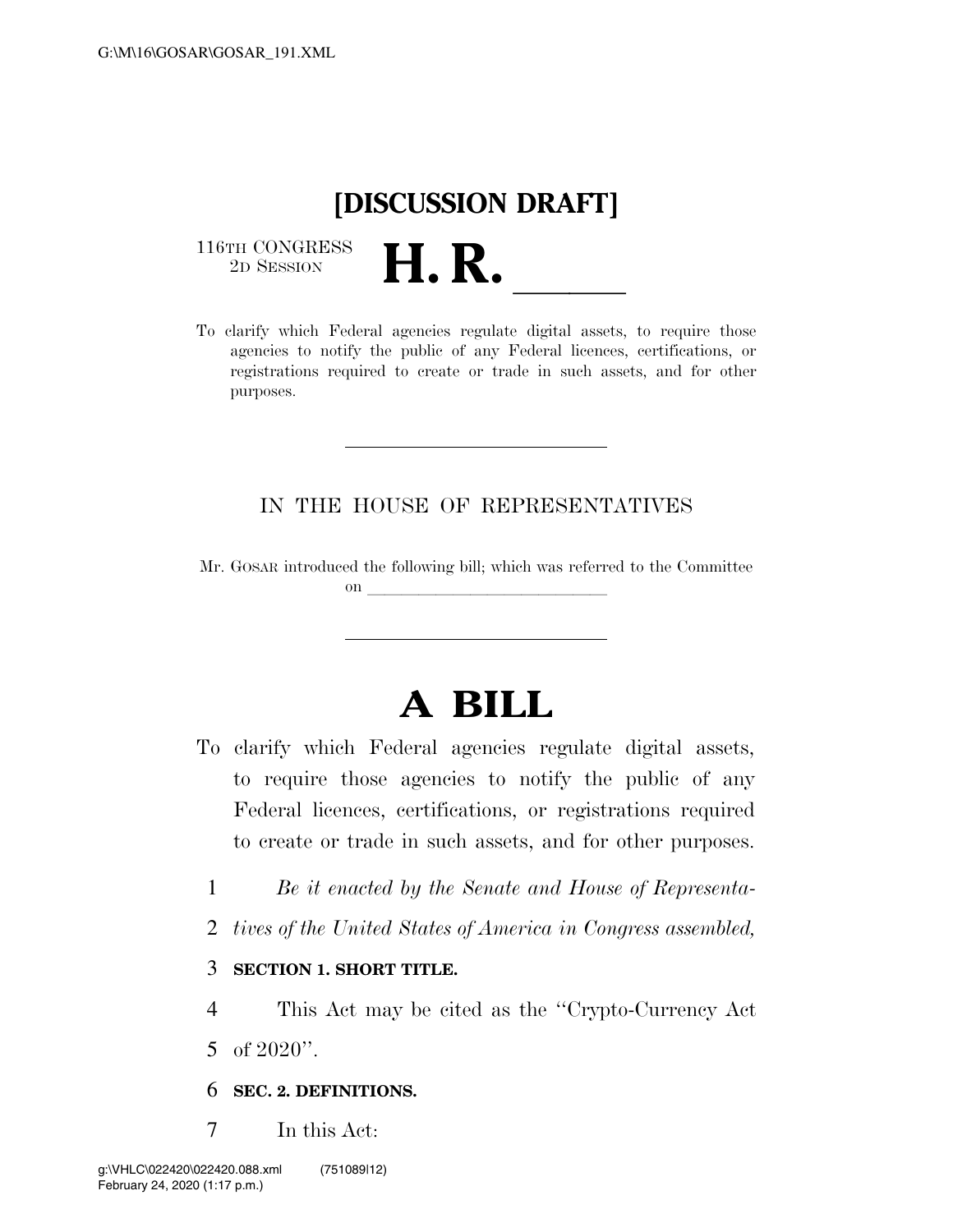# [DISCUSSION DRAFT]

116TH CONGRESS
2D SESSION

# H. R. \_\_\_\_\_\_

To clarify which Federal agencies regulate digital assets, to require those agencies to notify the public of any Federal licences, certifications, or registrations required to create or trade in such assets, and for other purposes.

---

IN THE HOUSE OF REPRESENTATIVES

Mr. GOSAR introduced the following bill; which was referred to the Committee on \_\_\_\_\_\_\_\_\_\_\_\_\_\_\_\_\_\_\_\_\_\_\_\_\_\_\_\_\_\_

---

# A BILL

To clarify which Federal agencies regulate digital assets, to require those agencies to notify the public of any Federal licences, certifications, or registrations required to create or trade in such assets, and for other purposes.

1 *Be it enacted by the Senate and House of Representa-*
2 *tives of the United States of America in Congress assembled,*

3 **SECTION 1. SHORT TITLE.**

4 This Act may be cited as the ''Crypto-Currency Act
5 of 2020''.

6 **SEC. 2. DEFINITIONS.**

7 In this Act: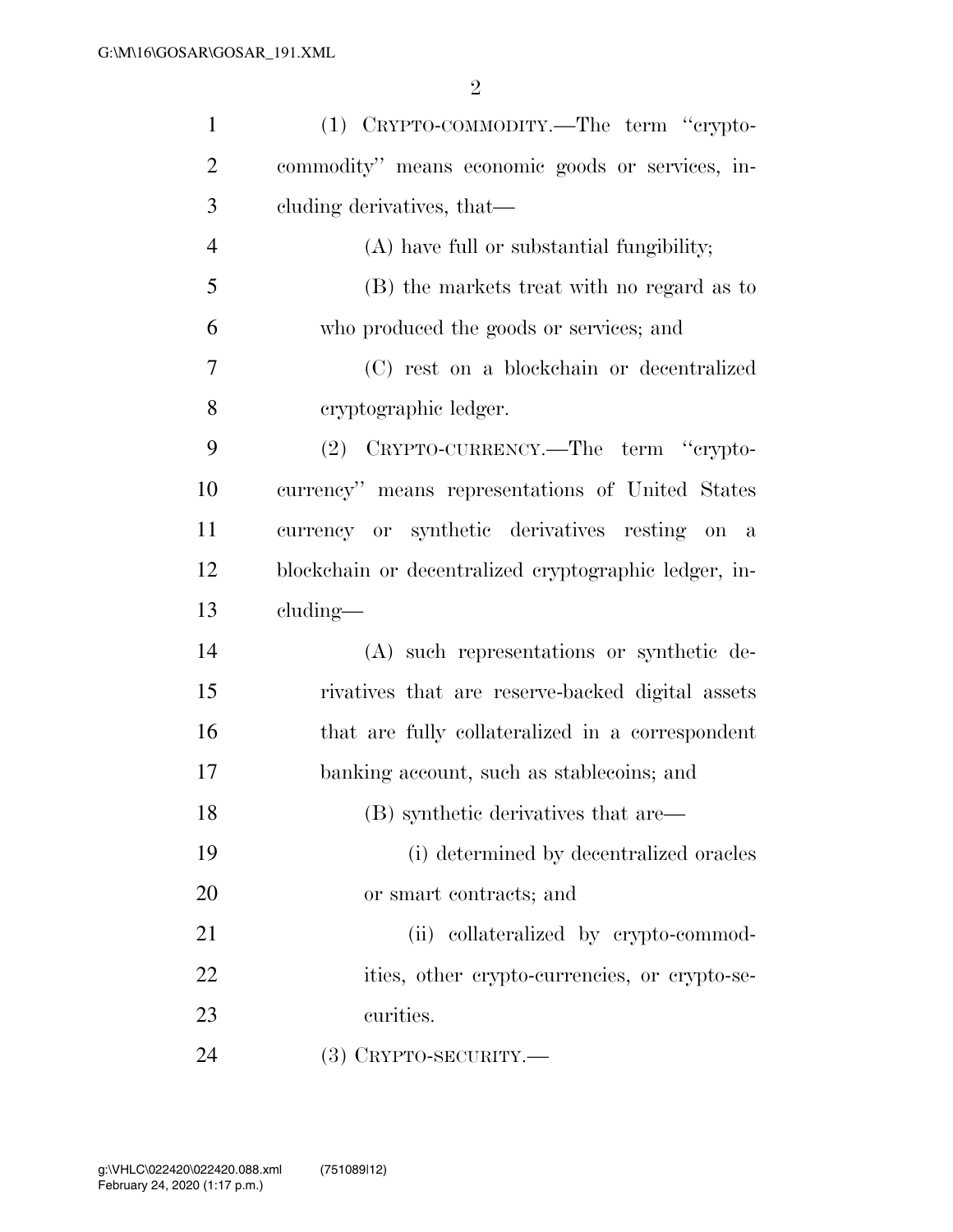(1) CRYPTO-COMMODITY.—The term ''crypto-commodity'' means economic goods or services, including derivatives, that—

(A) have full or substantial fungibility;

(B) the markets treat with no regard as to who produced the goods or services; and

(C) rest on a blockchain or decentralized cryptographic ledger.

(2) CRYPTO-CURRENCY.—The term ''crypto-currency'' means representations of United States currency or synthetic derivatives resting on a blockchain or decentralized cryptographic ledger, including—

(A) such representations or synthetic derivatives that are reserve-backed digital assets that are fully collateralized in a correspondent banking account, such as stablecoins; and

(B) synthetic derivatives that are—

(i) determined by decentralized oracles or smart contracts; and

(ii) collateralized by crypto-commodities, other crypto-currencies, or crypto-securities.

(3) CRYPTO-SECURITY.—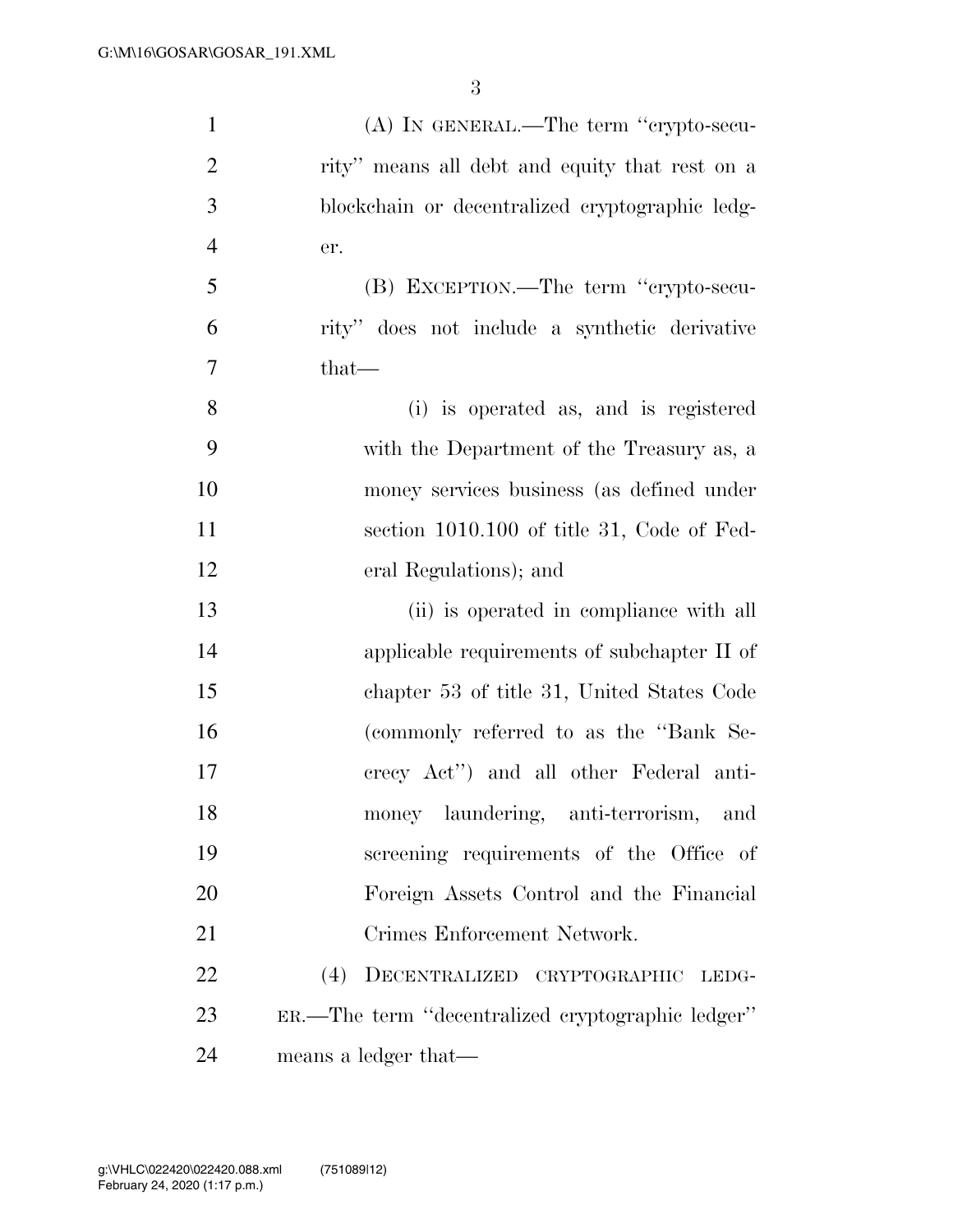(A) IN GENERAL.—The term ''crypto-security'' means all debt and equity that rest on a blockchain or decentralized cryptographic ledger.

(B) EXCEPTION.—The term ''crypto-security'' does not include a synthetic derivative that—

(i) is operated as, and is registered with the Department of the Treasury as, a money services business (as defined under section 1010.100 of title 31, Code of Federal Regulations); and

(ii) is operated in compliance with all applicable requirements of subchapter II of chapter 53 of title 31, United States Code (commonly referred to as the ''Bank Secrecy Act'') and all other Federal anti-money laundering, anti-terrorism, and screening requirements of the Office of Foreign Assets Control and the Financial Crimes Enforcement Network.

(4) DECENTRALIZED CRYPTOGRAPHIC LEDGER.—The term ''decentralized cryptographic ledger'' means a ledger that—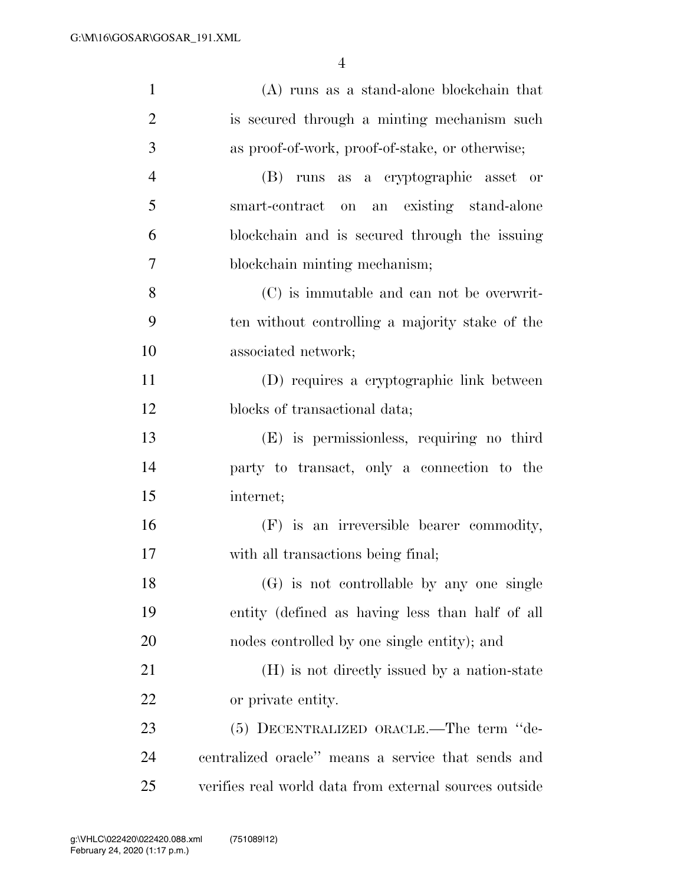(A) runs as a stand-alone blockchain that is secured through a minting mechanism such as proof-of-work, proof-of-stake, or otherwise;

(B) runs as a cryptographic asset or smart-contract on an existing stand-alone blockchain and is secured through the issuing blockchain minting mechanism;

(C) is immutable and can not be overwritten without controlling a majority stake of the associated network;

(D) requires a cryptographic link between blocks of transactional data;

(E) is permissionless, requiring no third party to transact, only a connection to the internet;

(F) is an irreversible bearer commodity, with all transactions being final;

(G) is not controllable by any one single entity (defined as having less than half of all nodes controlled by one single entity); and

(H) is not directly issued by a nation-state or private entity.

(5) DECENTRALIZED ORACLE.—The term "decentralized oracle" means a service that sends and verifies real world data from external sources outside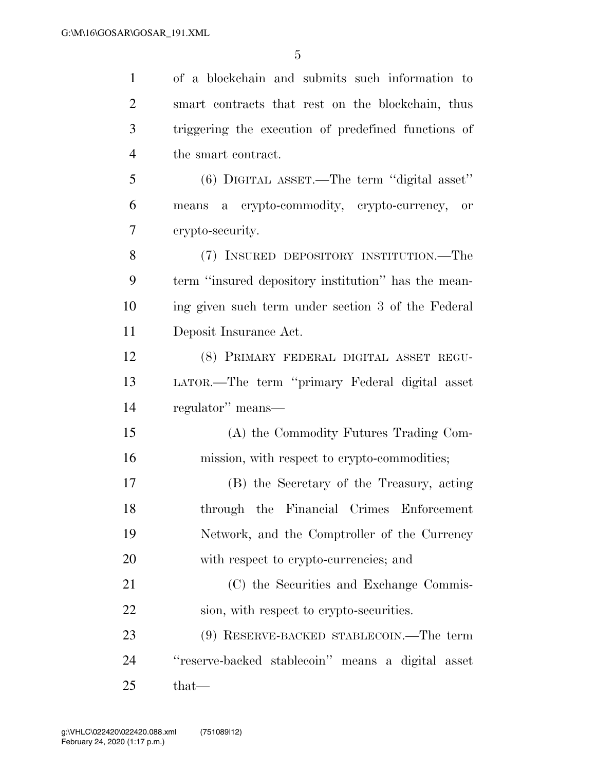of a blockchain and submits such information to smart contracts that rest on the blockchain, thus triggering the execution of predefined functions of the smart contract.

(6) DIGITAL ASSET.—The term ''digital asset'' means a crypto-commodity, crypto-currency, or crypto-security.

(7) INSURED DEPOSITORY INSTITUTION.—The term ''insured depository institution'' has the meaning given such term under section 3 of the Federal Deposit Insurance Act.

(8) PRIMARY FEDERAL DIGITAL ASSET REGULATOR.—The term ''primary Federal digital asset regulator'' means—

(A) the Commodity Futures Trading Commission, with respect to crypto-commodities;

(B) the Secretary of the Treasury, acting through the Financial Crimes Enforcement Network, and the Comptroller of the Currency with respect to crypto-currencies; and

(C) the Securities and Exchange Commission, with respect to crypto-securities.

(9) RESERVE-BACKED STABLECOIN.—The term ''reserve-backed stablecoin'' means a digital asset that—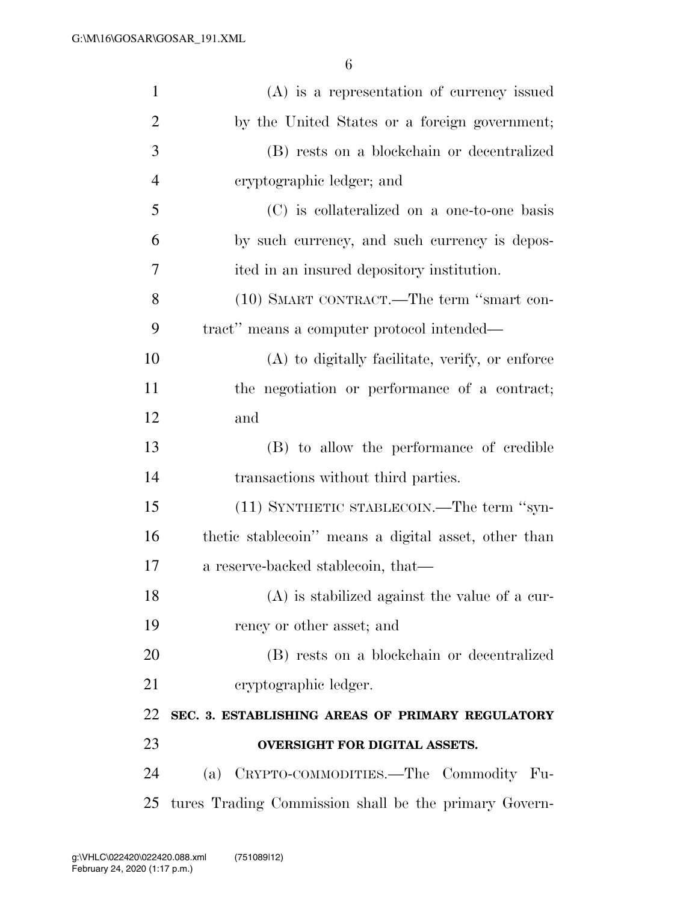(A) is a representation of currency issued by the United States or a foreign government;

(B) rests on a blockchain or decentralized cryptographic ledger; and

(C) is collateralized on a one-to-one basis by such currency, and such currency is deposited in an insured depository institution.

(10) SMART CONTRACT.—The term ''smart contract'' means a computer protocol intended—

(A) to digitally facilitate, verify, or enforce the negotiation or performance of a contract; and

(B) to allow the performance of credible transactions without third parties.

(11) SYNTHETIC STABLECOIN.—The term ''synthetic stablecoin'' means a digital asset, other than a reserve-backed stablecoin, that—

(A) is stabilized against the value of a currency or other asset; and

(B) rests on a blockchain or decentralized cryptographic ledger.

## SEC. 3. ESTABLISHING AREAS OF PRIMARY REGULATORY OVERSIGHT FOR DIGITAL ASSETS.

(a) CRYPTO-COMMODITIES.—The Commodity Futures Trading Commission shall be the primary Govern-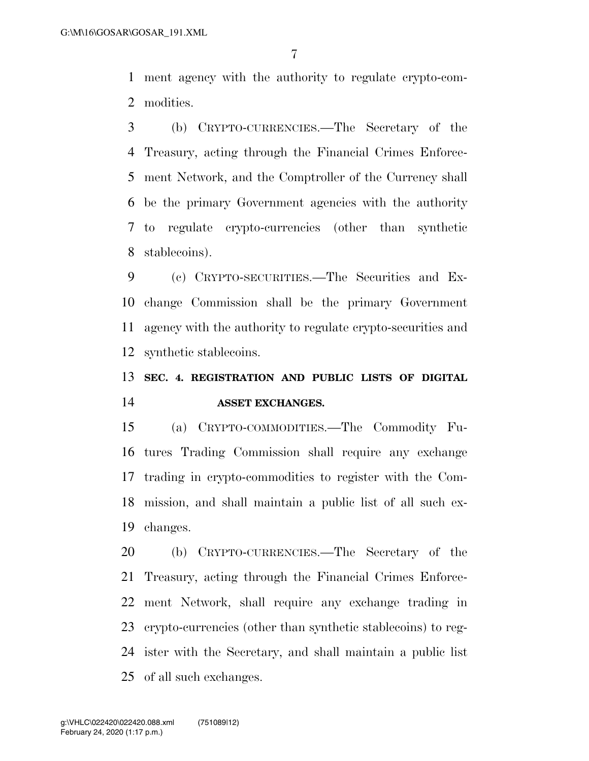ment agency with the authority to regulate crypto-commodities.

(b) CRYPTO-CURRENCIES.—The Secretary of the Treasury, acting through the Financial Crimes Enforcement Network, and the Comptroller of the Currency shall be the primary Government agencies with the authority to regulate crypto-currencies (other than synthetic stablecoins).

(c) CRYPTO-SECURITIES.—The Securities and Exchange Commission shall be the primary Government agency with the authority to regulate crypto-securities and synthetic stablecoins.

**SEC. 4. REGISTRATION AND PUBLIC LISTS OF DIGITAL ASSET EXCHANGES.**

(a) CRYPTO-COMMODITIES.—The Commodity Futures Trading Commission shall require any exchange trading in crypto-commodities to register with the Commission, and shall maintain a public list of all such exchanges.

(b) CRYPTO-CURRENCIES.—The Secretary of the Treasury, acting through the Financial Crimes Enforcement Network, shall require any exchange trading in crypto-currencies (other than synthetic stablecoins) to register with the Secretary, and shall maintain a public list of all such exchanges.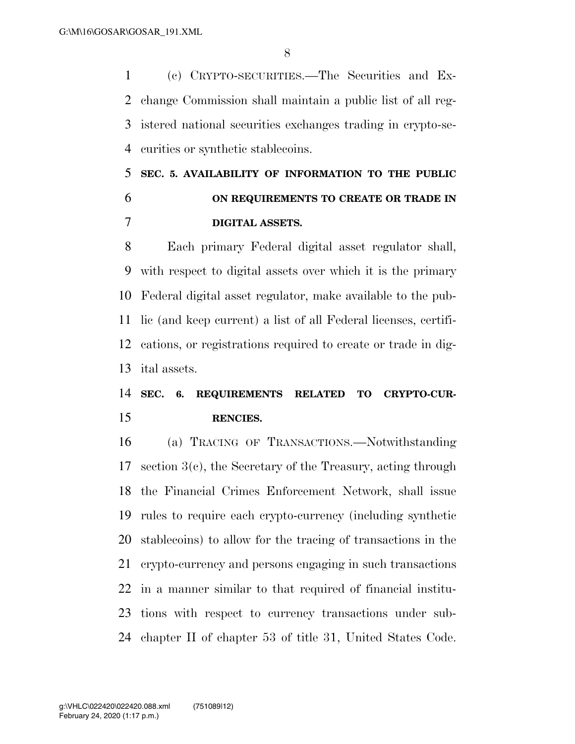(c) CRYPTO-SECURITIES.—The Securities and Exchange Commission shall maintain a public list of all registered national securities exchanges trading in crypto-securities or synthetic stablecoins.

**SEC. 5. AVAILABILITY OF INFORMATION TO THE PUBLIC ON REQUIREMENTS TO CREATE OR TRADE IN DIGITAL ASSETS.**

Each primary Federal digital asset regulator shall, with respect to digital assets over which it is the primary Federal digital asset regulator, make available to the public (and keep current) a list of all Federal licenses, certifications, or registrations required to create or trade in digital assets.

**SEC. 6. REQUIREMENTS RELATED TO CRYPTO-CURRENCIES.**

(a) TRACING OF TRANSACTIONS.—Notwithstanding section 3(c), the Secretary of the Treasury, acting through the Financial Crimes Enforcement Network, shall issue rules to require each crypto-currency (including synthetic stablecoins) to allow for the tracing of transactions in the crypto-currency and persons engaging in such transactions in a manner similar to that required of financial institutions with respect to currency transactions under subchapter II of chapter 53 of title 31, United States Code.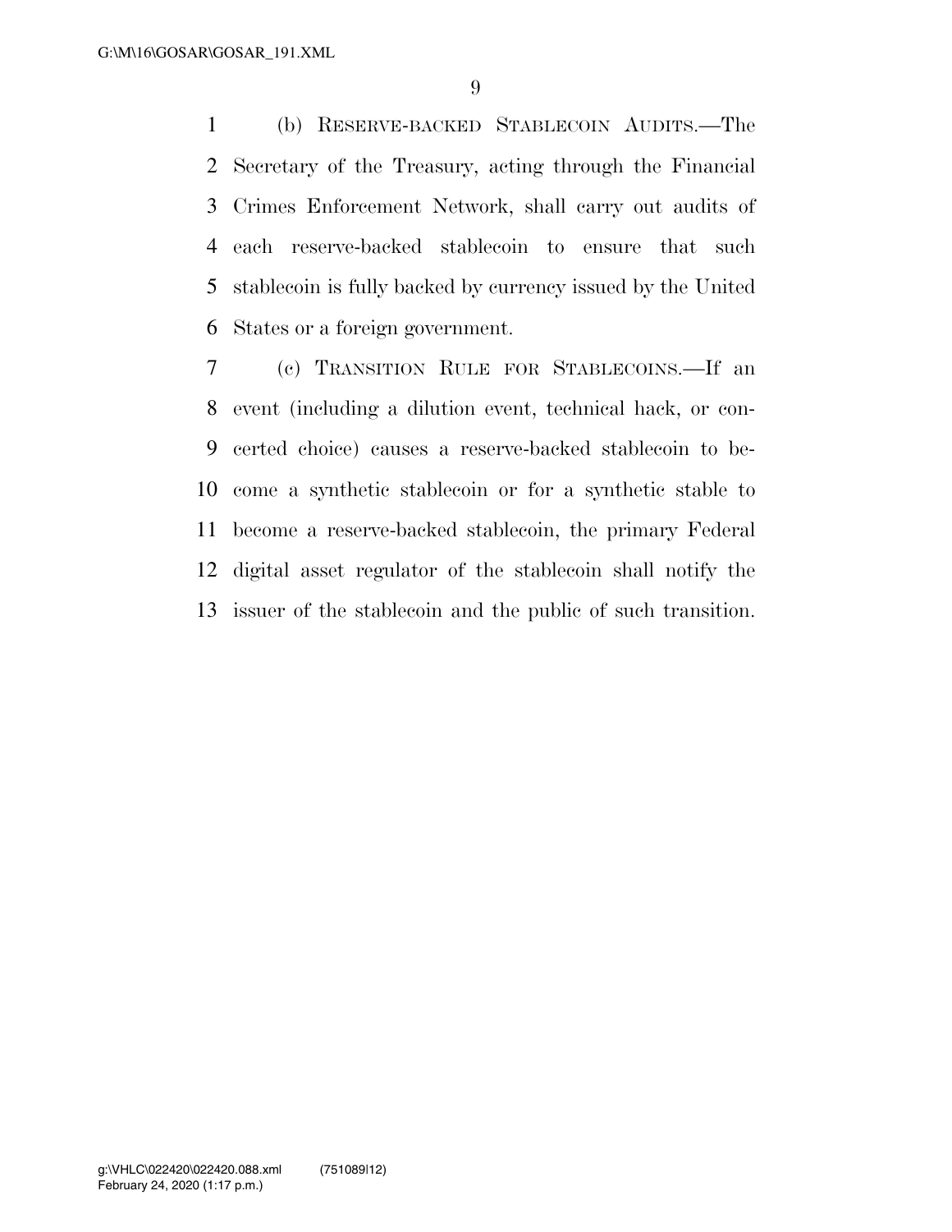(b) Reserve-backed Stablecoin Audits.—The Secretary of the Treasury, acting through the Financial Crimes Enforcement Network, shall carry out audits of each reserve-backed stablecoin to ensure that such stablecoin is fully backed by currency issued by the United States or a foreign government.

(c) Transition Rule for Stablecoins.—If an event (including a dilution event, technical hack, or concerted choice) causes a reserve-backed stablecoin to become a synthetic stablecoin or for a synthetic stable to become a reserve-backed stablecoin, the primary Federal digital asset regulator of the stablecoin shall notify the issuer of the stablecoin and the public of such transition.